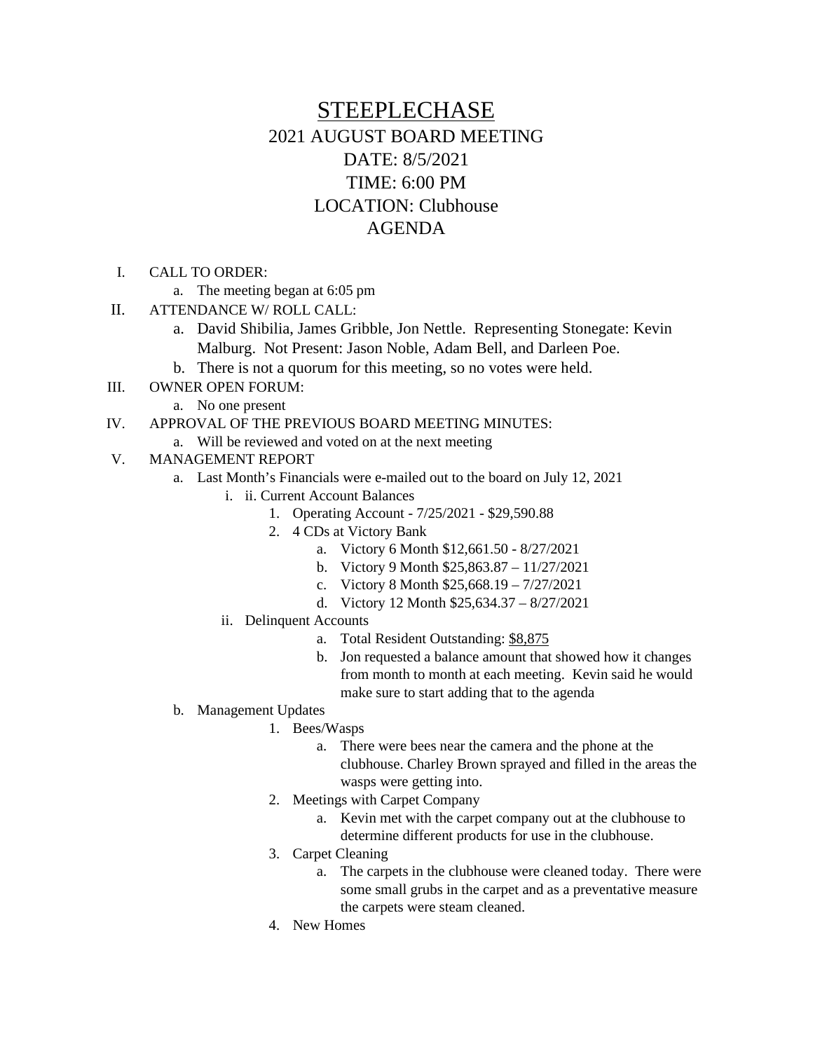# STEEPLECHASE

## 2021 AUGUST BOARD MEETING

## DATE: 8/5/2021

## TIME: 6:00 PM

## LOCATION: Clubhouse

## AGENDA

I. CALL TO ORDER:
   a. The meeting began at 6:05 pm

II. ATTENDANCE W/ ROLL CALL:
   a. David Shibilia, James Gribble, Jon Nettle. Representing Stonegate: Kevin Malburg. Not Present: Jason Noble, Adam Bell, and Darleen Poe.
   b. There is not a quorum for this meeting, so no votes were held.

III. OWNER OPEN FORUM:
   a. No one present

IV. APPROVAL OF THE PREVIOUS BOARD MEETING MINUTES:
   a. Will be reviewed and voted on at the next meeting

V. MANAGEMENT REPORT
   a. Last Month's Financials were e-mailed out to the board on July 12, 2021
      i. ii. Current Account Balances
         1. Operating Account - 7/25/2021 - $29,590.88
         2. 4 CDs at Victory Bank
            a. Victory 6 Month $12,661.50 - 8/27/2021
            b. Victory 9 Month $25,863.87 – 11/27/2021
            c. Victory 8 Month $25,668.19 – 7/27/2021
            d. Victory 12 Month $25,634.37 – 8/27/2021
      ii. Delinquent Accounts
            a. Total Resident Outstanding: $8,875
            b. Jon requested a balance amount that showed how it changes from month to month at each meeting. Kevin said he would make sure to start adding that to the agenda
   b. Management Updates
         1. Bees/Wasps
            a. There were bees near the camera and the phone at the clubhouse. Charley Brown sprayed and filled in the areas the wasps were getting into.
         2. Meetings with Carpet Company
            a. Kevin met with the carpet company out at the clubhouse to determine different products for use in the clubhouse.
         3. Carpet Cleaning
            a. The carpets in the clubhouse were cleaned today. There were some small grubs in the carpet and as a preventative measure the carpets were steam cleaned.
         4. New Homes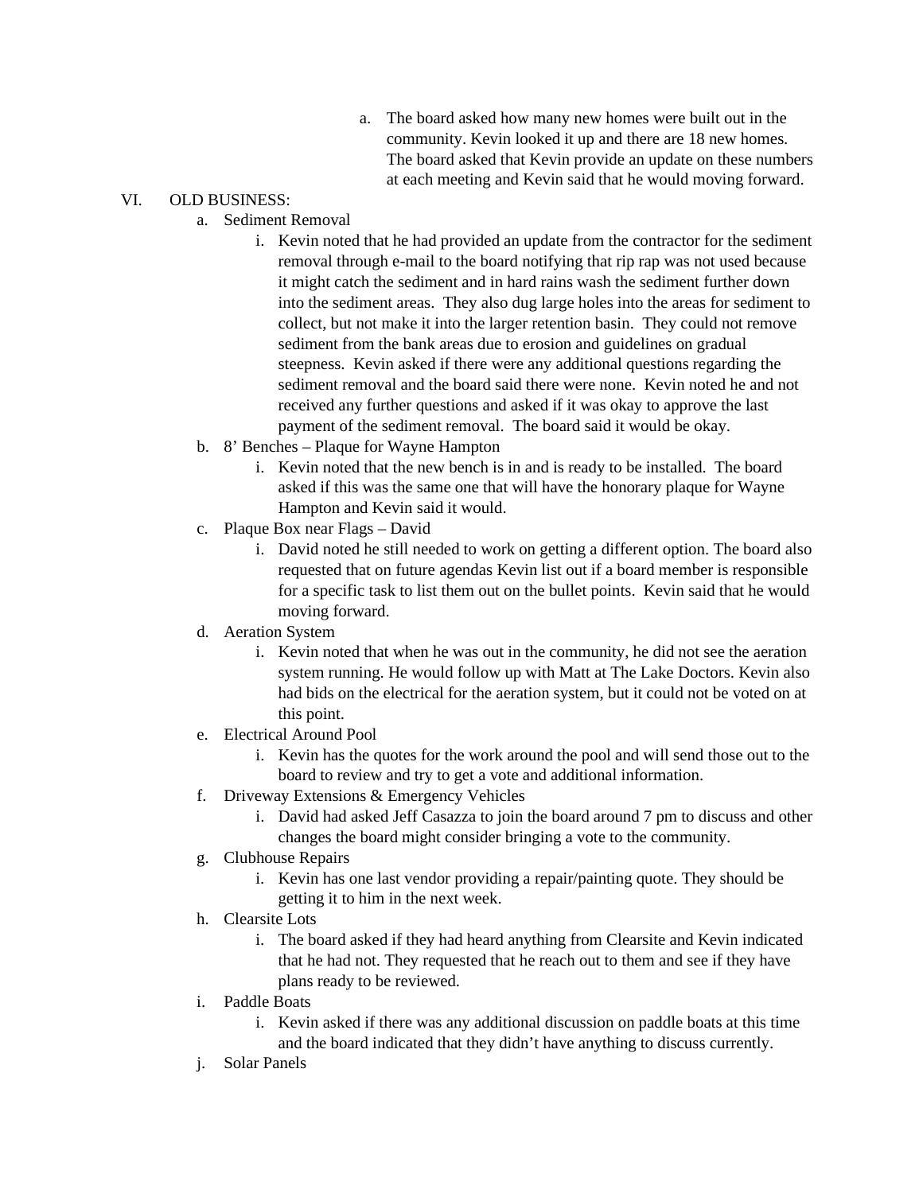a. The board asked how many new homes were built out in the community. Kevin looked it up and there are 18 new homes. The board asked that Kevin provide an update on these numbers at each meeting and Kevin said that he would moving forward.

VI. OLD BUSINESS:

a. Sediment Removal
   i. Kevin noted that he had provided an update from the contractor for the sediment removal through e-mail to the board notifying that rip rap was not used because it might catch the sediment and in hard rains wash the sediment further down into the sediment areas. They also dug large holes into the areas for sediment to collect, but not make it into the larger retention basin. They could not remove sediment from the bank areas due to erosion and guidelines on gradual steepness. Kevin asked if there were any additional questions regarding the sediment removal and the board said there were none. Kevin noted he and not received any further questions and asked if it was okay to approve the last payment of the sediment removal. The board said it would be okay.

b. 8' Benches – Plaque for Wayne Hampton
   i. Kevin noted that the new bench is in and is ready to be installed. The board asked if this was the same one that will have the honorary plaque for Wayne Hampton and Kevin said it would.

c. Plaque Box near Flags – David
   i. David noted he still needed to work on getting a different option. The board also requested that on future agendas Kevin list out if a board member is responsible for a specific task to list them out on the bullet points. Kevin said that he would moving forward.

d. Aeration System
   i. Kevin noted that when he was out in the community, he did not see the aeration system running. He would follow up with Matt at The Lake Doctors. Kevin also had bids on the electrical for the aeration system, but it could not be voted on at this point.

e. Electrical Around Pool
   i. Kevin has the quotes for the work around the pool and will send those out to the board to review and try to get a vote and additional information.

f. Driveway Extensions & Emergency Vehicles
   i. David had asked Jeff Casazza to join the board around 7 pm to discuss and other changes the board might consider bringing a vote to the community.

g. Clubhouse Repairs
   i. Kevin has one last vendor providing a repair/painting quote. They should be getting it to him in the next week.

h. Clearsite Lots
   i. The board asked if they had heard anything from Clearsite and Kevin indicated that he had not. They requested that he reach out to them and see if they have plans ready to be reviewed.

i. Paddle Boats
   i. Kevin asked if there was any additional discussion on paddle boats at this time and the board indicated that they didn't have anything to discuss currently.

j. Solar Panels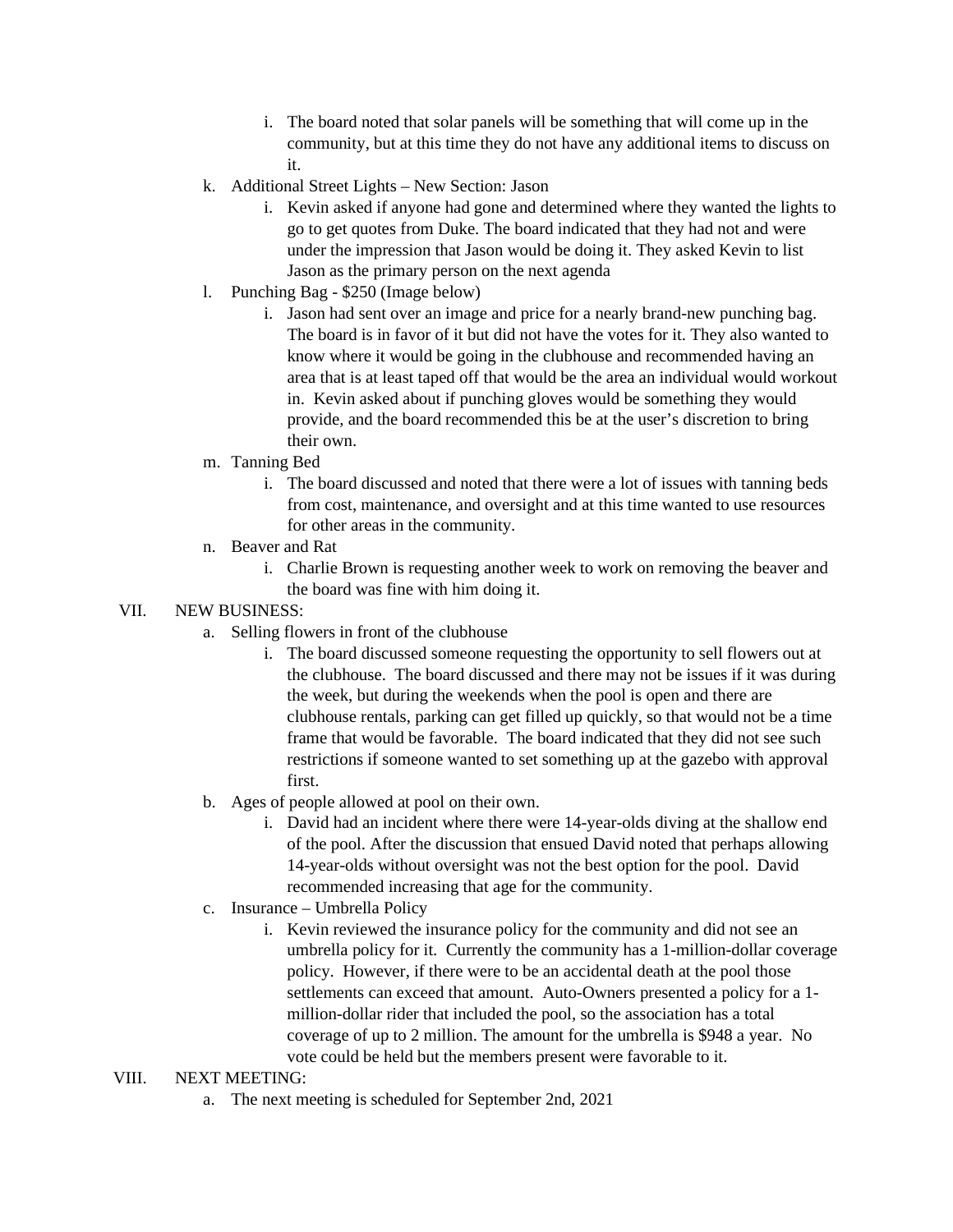i. The board noted that solar panels will be something that will come up in the community, but at this time they do not have any additional items to discuss on it.

k. Additional Street Lights – New Section: Jason

   i. Kevin asked if anyone had gone and determined where they wanted the lights to go to get quotes from Duke. The board indicated that they had not and were under the impression that Jason would be doing it. They asked Kevin to list Jason as the primary person on the next agenda

l. Punching Bag - $250 (Image below)

   i. Jason had sent over an image and price for a nearly brand-new punching bag. The board is in favor of it but did not have the votes for it. They also wanted to know where it would be going in the clubhouse and recommended having an area that is at least taped off that would be the area an individual would workout in. Kevin asked about if punching gloves would be something they would provide, and the board recommended this be at the user's discretion to bring their own.

m. Tanning Bed

   i. The board discussed and noted that there were a lot of issues with tanning beds from cost, maintenance, and oversight and at this time wanted to use resources for other areas in the community.

n. Beaver and Rat

   i. Charlie Brown is requesting another week to work on removing the beaver and the board was fine with him doing it.

VII. NEW BUSINESS:

a. Selling flowers in front of the clubhouse

   i. The board discussed someone requesting the opportunity to sell flowers out at the clubhouse. The board discussed and there may not be issues if it was during the week, but during the weekends when the pool is open and there are clubhouse rentals, parking can get filled up quickly, so that would not be a time frame that would be favorable. The board indicated that they did not see such restrictions if someone wanted to set something up at the gazebo with approval first.

b. Ages of people allowed at pool on their own.

   i. David had an incident where there were 14-year-olds diving at the shallow end of the pool. After the discussion that ensued David noted that perhaps allowing 14-year-olds without oversight was not the best option for the pool. David recommended increasing that age for the community.

c. Insurance – Umbrella Policy

   i. Kevin reviewed the insurance policy for the community and did not see an umbrella policy for it. Currently the community has a 1-million-dollar coverage policy. However, if there were to be an accidental death at the pool those settlements can exceed that amount. Auto-Owners presented a policy for a 1-million-dollar rider that included the pool, so the association has a total coverage of up to 2 million. The amount for the umbrella is $948 a year. No vote could be held but the members present were favorable to it.

VIII. NEXT MEETING:

a. The next meeting is scheduled for September 2nd, 2021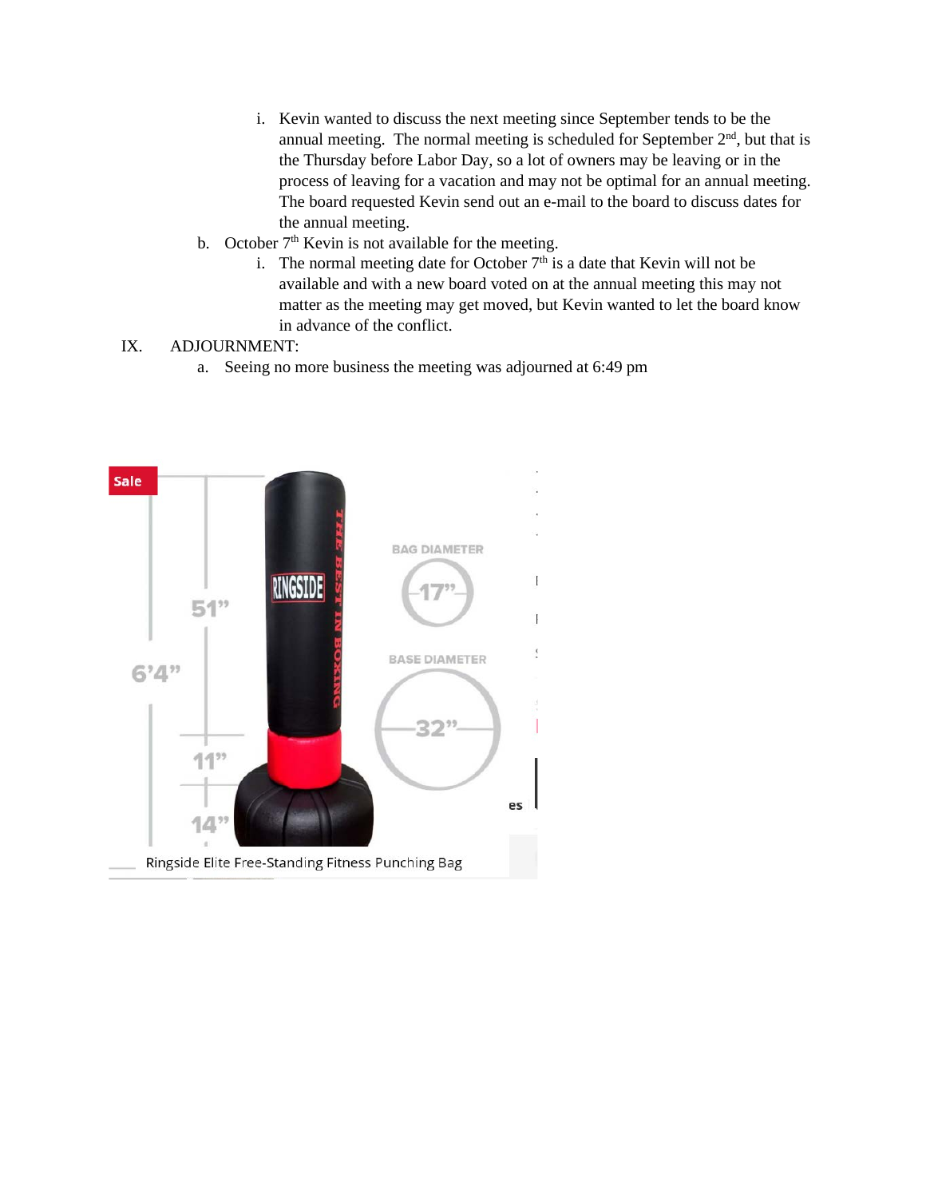i. Kevin wanted to discuss the next meeting since September tends to be the annual meeting. The normal meeting is scheduled for September 2nd, but that is the Thursday before Labor Day, so a lot of owners may be leaving or in the process of leaving for a vacation and may not be optimal for an annual meeting. The board requested Kevin send out an e-mail to the board to discuss dates for the annual meeting.

b. October 7th Kevin is not available for the meeting.

   i. The normal meeting date for October 7th is a date that Kevin will not be available and with a new board voted on at the annual meeting this may not matter as the meeting may get moved, but Kevin wanted to let the board know in advance of the conflict.

IX. ADJOURNMENT:

a. Seeing no more business the meeting was adjourned at 6:49 pm

Sale

6'4"

51"

11"

14"

BAG DIAMETER

17"

BASE DIAMETER

32"

Ringside Elite Free-Standing Fitness Punching Bag